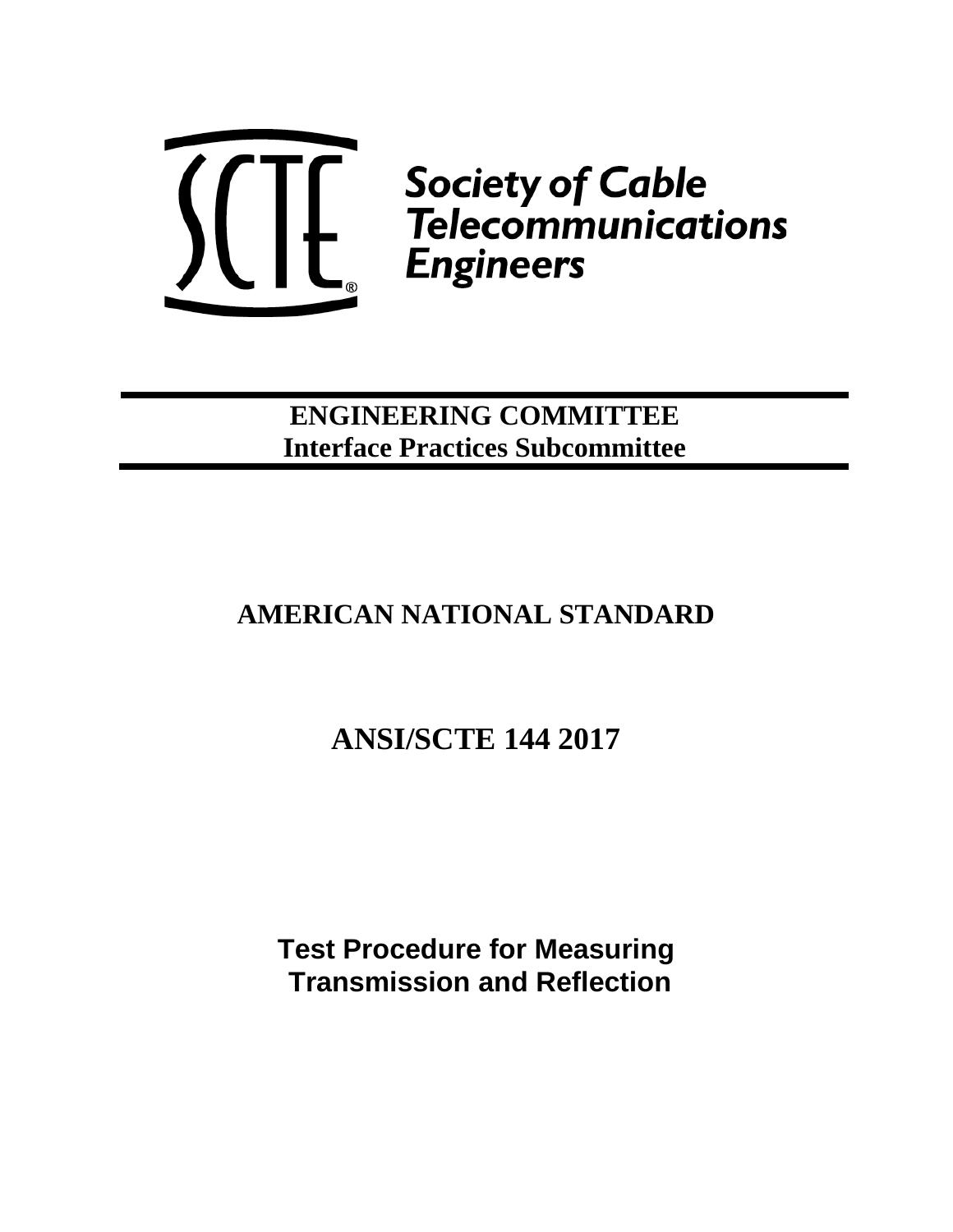Society of Cable Telecommunications Engineers

**ENGINEERING COMMITTEE**
**Interface Practices Subcommittee**

# AMERICAN NATIONAL STANDARD

# ANSI/SCTE 144 2017

## Test Procedure for Measuring Transmission and Reflection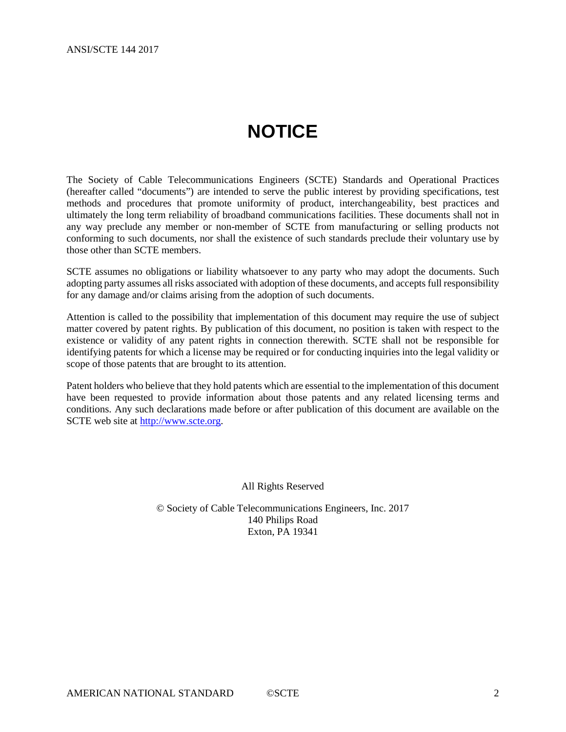# NOTICE

The Society of Cable Telecommunications Engineers (SCTE) Standards and Operational Practices (hereafter called "documents") are intended to serve the public interest by providing specifications, test methods and procedures that promote uniformity of product, interchangeability, best practices and ultimately the long term reliability of broadband communications facilities. These documents shall not in any way preclude any member or non-member of SCTE from manufacturing or selling products not conforming to such documents, nor shall the existence of such standards preclude their voluntary use by those other than SCTE members.

SCTE assumes no obligations or liability whatsoever to any party who may adopt the documents. Such adopting party assumes all risks associated with adoption of these documents, and accepts full responsibility for any damage and/or claims arising from the adoption of such documents.

Attention is called to the possibility that implementation of this document may require the use of subject matter covered by patent rights. By publication of this document, no position is taken with respect to the existence or validity of any patent rights in connection therewith. SCTE shall not be responsible for identifying patents for which a license may be required or for conducting inquiries into the legal validity or scope of those patents that are brought to its attention.

Patent holders who believe that they hold patents which are essential to the implementation of this document have been requested to provide information about those patents and any related licensing terms and conditions. Any such declarations made before or after publication of this document are available on the SCTE web site at [http://www.scte.org](http://www.scte.org).

All Rights Reserved

© Society of Cable Telecommunications Engineers, Inc. 2017
140 Philips Road
Exton, PA 19341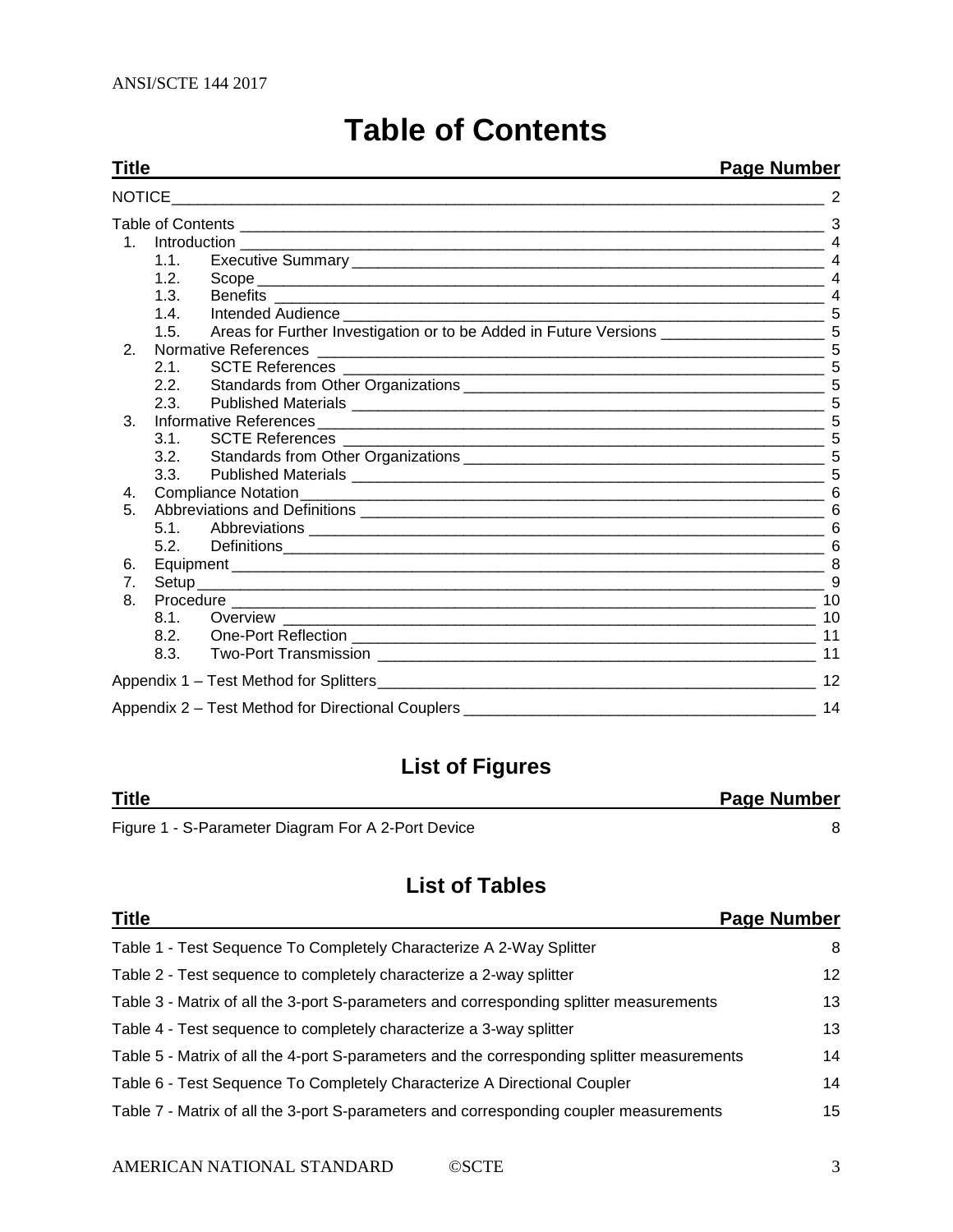# Table of Contents

| Title | Page Number |
|---|---|
| NOTICE | 2 |
| Table of Contents | 3 |
| 1. Introduction | 4 |
| 1.1. Executive Summary | 4 |
| 1.2. Scope | 4 |
| 1.3. Benefits | 4 |
| 1.4. Intended Audience | 5 |
| 1.5. Areas for Further Investigation or to be Added in Future Versions | 5 |
| 2. Normative References | 5 |
| 2.1. SCTE References | 5 |
| 2.2. Standards from Other Organizations | 5 |
| 2.3. Published Materials | 5 |
| 3. Informative References | 5 |
| 3.1. SCTE References | 5 |
| 3.2. Standards from Other Organizations | 5 |
| 3.3. Published Materials | 5 |
| 4. Compliance Notation | 6 |
| 5. Abbreviations and Definitions | 6 |
| 5.1. Abbreviations | 6 |
| 5.2. Definitions | 6 |
| 6. Equipment | 8 |
| 7. Setup | 9 |
| 8. Procedure | 10 |
| 8.1. Overview | 10 |
| 8.2. One-Port Reflection | 11 |
| 8.3. Two-Port Transmission | 11 |
| Appendix 1 – Test Method for Splitters | 12 |
| Appendix 2 – Test Method for Directional Couplers | 14 |

## List of Figures

| Title | Page Number |
|---|---|
| Figure 1 - S-Parameter Diagram For A 2-Port Device | 8 |

## List of Tables

| Title | Page Number |
|---|---|
| Table 1 - Test Sequence To Completely Characterize A 2-Way Splitter | 8 |
| Table 2 - Test sequence to completely characterize a 2-way splitter | 12 |
| Table 3 - Matrix of all the 3-port S-parameters and corresponding splitter measurements | 13 |
| Table 4 - Test sequence to completely characterize a 3-way splitter | 13 |
| Table 5 - Matrix of all the 4-port S-parameters and the corresponding splitter measurements | 14 |
| Table 6 - Test Sequence To Completely Characterize A Directional Coupler | 14 |
| Table 7 - Matrix of all the 3-port S-parameters and corresponding coupler measurements | 15 |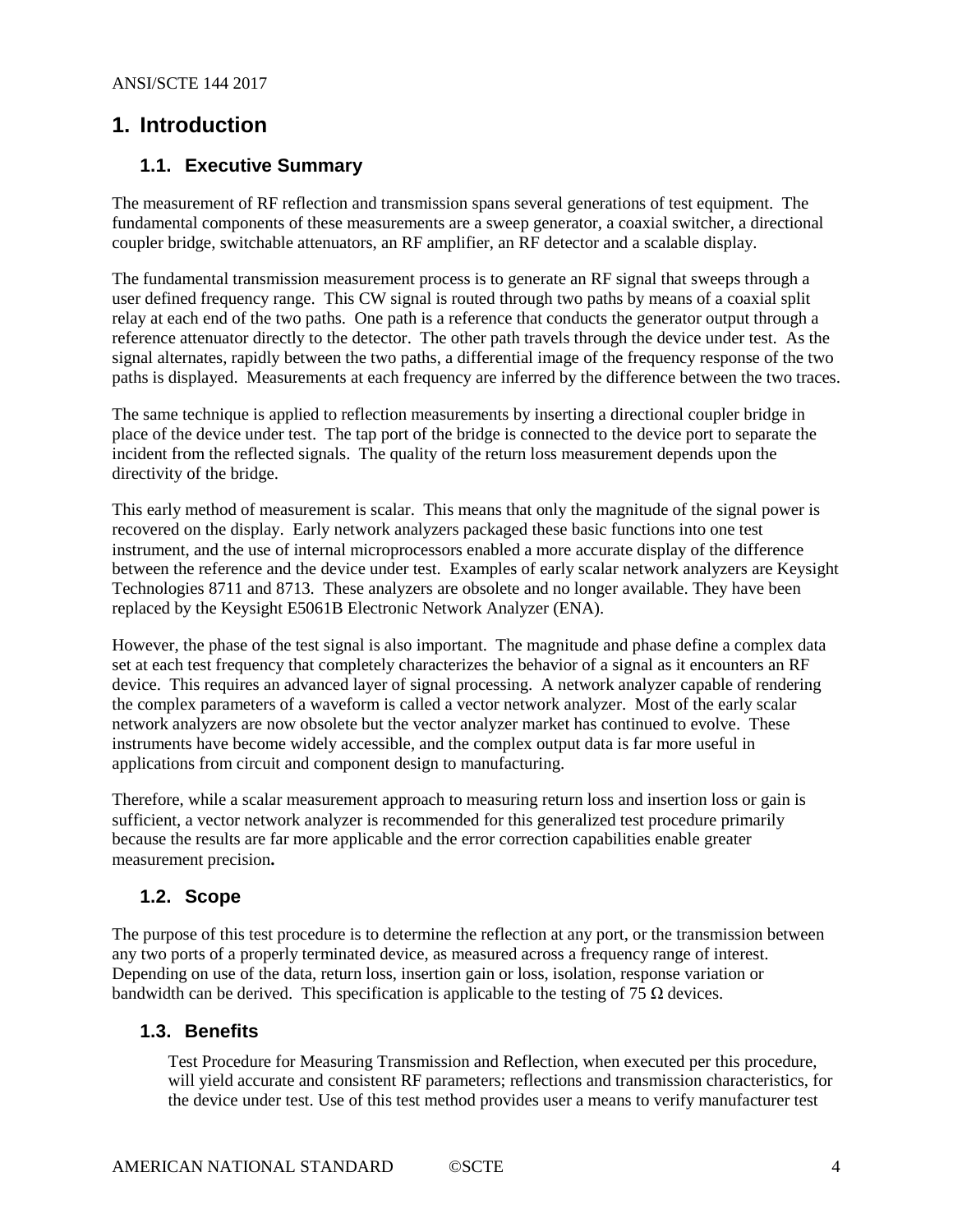# 1. Introduction

## 1.1. Executive Summary

The measurement of RF reflection and transmission spans several generations of test equipment. The fundamental components of these measurements are a sweep generator, a coaxial switcher, a directional coupler bridge, switchable attenuators, an RF amplifier, an RF detector and a scalable display.

The fundamental transmission measurement process is to generate an RF signal that sweeps through a user defined frequency range. This CW signal is routed through two paths by means of a coaxial split relay at each end of the two paths. One path is a reference that conducts the generator output through a reference attenuator directly to the detector. The other path travels through the device under test. As the signal alternates, rapidly between the two paths, a differential image of the frequency response of the two paths is displayed. Measurements at each frequency are inferred by the difference between the two traces.

The same technique is applied to reflection measurements by inserting a directional coupler bridge in place of the device under test. The tap port of the bridge is connected to the device port to separate the incident from the reflected signals. The quality of the return loss measurement depends upon the directivity of the bridge.

This early method of measurement is scalar. This means that only the magnitude of the signal power is recovered on the display. Early network analyzers packaged these basic functions into one test instrument, and the use of internal microprocessors enabled a more accurate display of the difference between the reference and the device under test. Examples of early scalar network analyzers are Keysight Technologies 8711 and 8713. These analyzers are obsolete and no longer available. They have been replaced by the Keysight E5061B Electronic Network Analyzer (ENA).

However, the phase of the test signal is also important. The magnitude and phase define a complex data set at each test frequency that completely characterizes the behavior of a signal as it encounters an RF device. This requires an advanced layer of signal processing. A network analyzer capable of rendering the complex parameters of a waveform is called a vector network analyzer. Most of the early scalar network analyzers are now obsolete but the vector analyzer market has continued to evolve. These instruments have become widely accessible, and the complex output data is far more useful in applications from circuit and component design to manufacturing.

Therefore, while a scalar measurement approach to measuring return loss and insertion loss or gain is sufficient, a vector network analyzer is recommended for this generalized test procedure primarily because the results are far more applicable and the error correction capabilities enable greater measurement precision**.**

## 1.2. Scope

The purpose of this test procedure is to determine the reflection at any port, or the transmission between any two ports of a properly terminated device, as measured across a frequency range of interest. Depending on use of the data, return loss, insertion gain or loss, isolation, response variation or bandwidth can be derived. This specification is applicable to the testing of 75 Ω devices.

## 1.3. Benefits

Test Procedure for Measuring Transmission and Reflection, when executed per this procedure, will yield accurate and consistent RF parameters; reflections and transmission characteristics, for the device under test. Use of this test method provides user a means to verify manufacturer test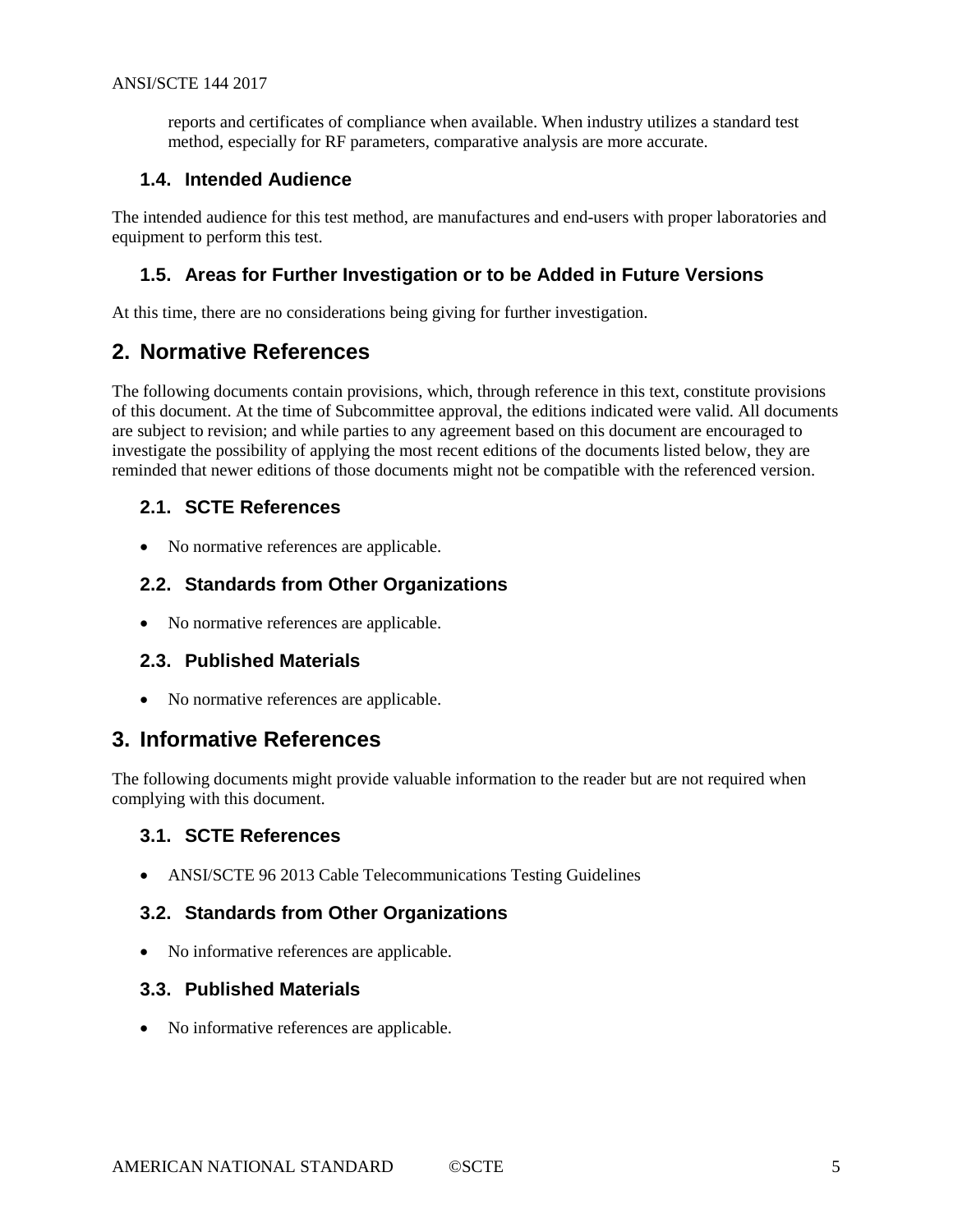reports and certificates of compliance when available. When industry utilizes a standard test method, especially for RF parameters, comparative analysis are more accurate.

### 1.4. Intended Audience

The intended audience for this test method, are manufactures and end-users with proper laboratories and equipment to perform this test.

### 1.5. Areas for Further Investigation or to be Added in Future Versions

At this time, there are no considerations being giving for further investigation.

## 2. Normative References

The following documents contain provisions, which, through reference in this text, constitute provisions of this document. At the time of Subcommittee approval, the editions indicated were valid. All documents are subject to revision; and while parties to any agreement based on this document are encouraged to investigate the possibility of applying the most recent editions of the documents listed below, they are reminded that newer editions of those documents might not be compatible with the referenced version.

### 2.1. SCTE References

- No normative references are applicable.

### 2.2. Standards from Other Organizations

- No normative references are applicable.

### 2.3. Published Materials

- No normative references are applicable.

## 3. Informative References

The following documents might provide valuable information to the reader but are not required when complying with this document.

### 3.1. SCTE References

- ANSI/SCTE 96 2013 Cable Telecommunications Testing Guidelines

### 3.2. Standards from Other Organizations

- No informative references are applicable.

### 3.3. Published Materials

- No informative references are applicable.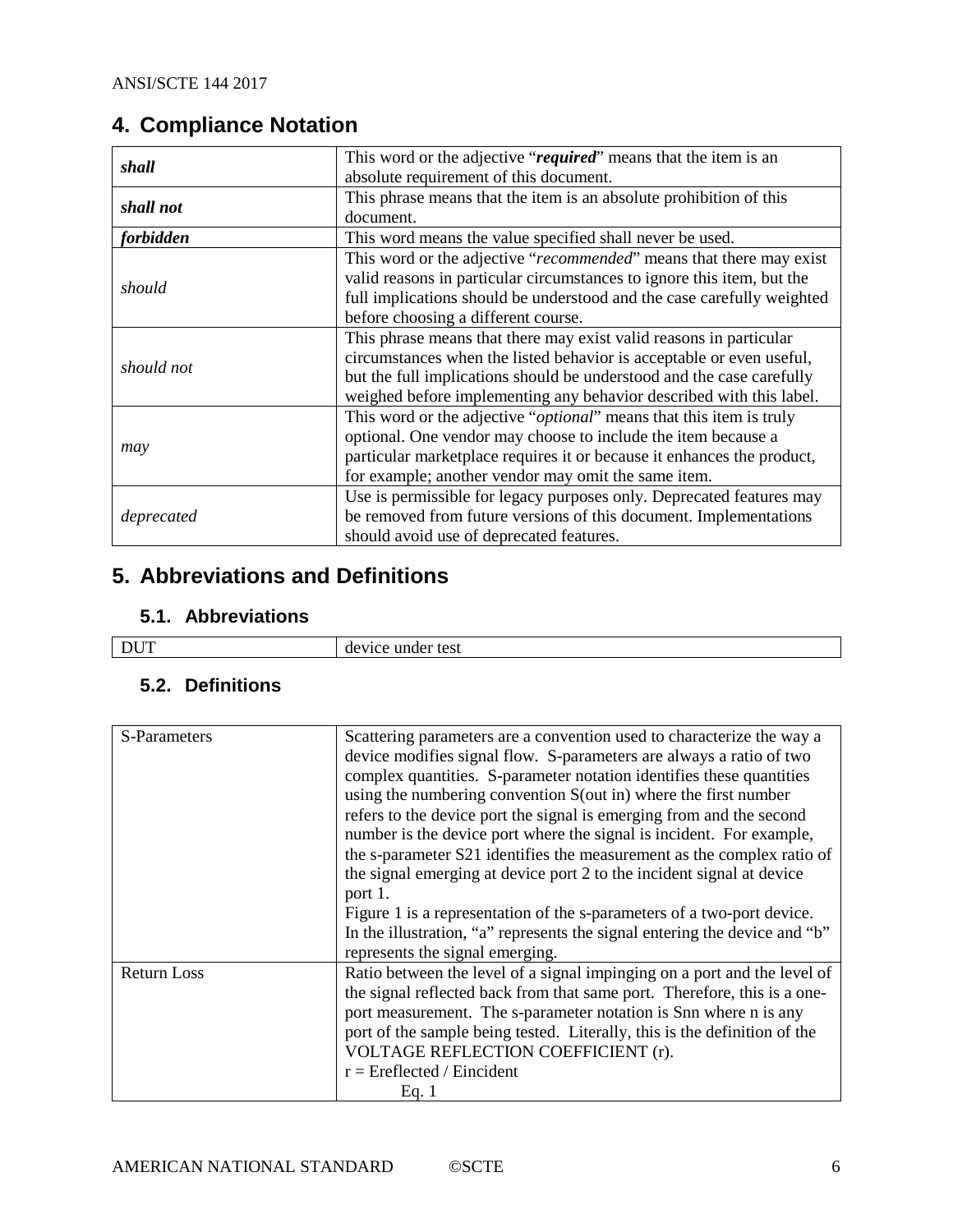## 4. Compliance Notation

| | |
|---|---|
| ***shall*** | This word or the adjective "***required***" means that the item is an absolute requirement of this document. |
| ***shall not*** | This phrase means that the item is an absolute prohibition of this document. |
| ***forbidden*** | This word means the value specified shall never be used. |
| *should* | This word or the adjective "*recommended*" means that there may exist valid reasons in particular circumstances to ignore this item, but the full implications should be understood and the case carefully weighted before choosing a different course. |
| *should not* | This phrase means that there may exist valid reasons in particular circumstances when the listed behavior is acceptable or even useful, but the full implications should be understood and the case carefully weighed before implementing any behavior described with this label. |
| *may* | This word or the adjective "*optional*" means that this item is truly optional. One vendor may choose to include the item because a particular marketplace requires it or because it enhances the product, for example; another vendor may omit the same item. |
| *deprecated* | Use is permissible for legacy purposes only. Deprecated features may be removed from future versions of this document. Implementations should avoid use of deprecated features. |

## 5. Abbreviations and Definitions

### 5.1. Abbreviations

| | |
|---|---|
| DUT | device under test |

### 5.2. Definitions

| | |
|---|---|
| S-Parameters | Scattering parameters are a convention used to characterize the way a device modifies signal flow. S-parameters are always a ratio of two complex quantities. S-parameter notation identifies these quantities using the numbering convention S(out in) where the first number refers to the device port the signal is emerging from and the second number is the device port where the signal is incident. For example, the s-parameter S21 identifies the measurement as the complex ratio of the signal emerging at device port 2 to the incident signal at device port 1.<br>Figure 1 is a representation of the s-parameters of a two-port device. In the illustration, "a" represents the signal entering the device and "b" represents the signal emerging. |
| Return Loss | Ratio between the level of a signal impinging on a port and the level of the signal reflected back from that same port. Therefore, this is a one-port measurement. The s-parameter notation is Snn where n is any port of the sample being tested. Literally, this is the definition of the VOLTAGE REFLECTION COEFFICIENT (r).<br>$r = E_{reflected} / E_{incident}$<br>Eq. 1 |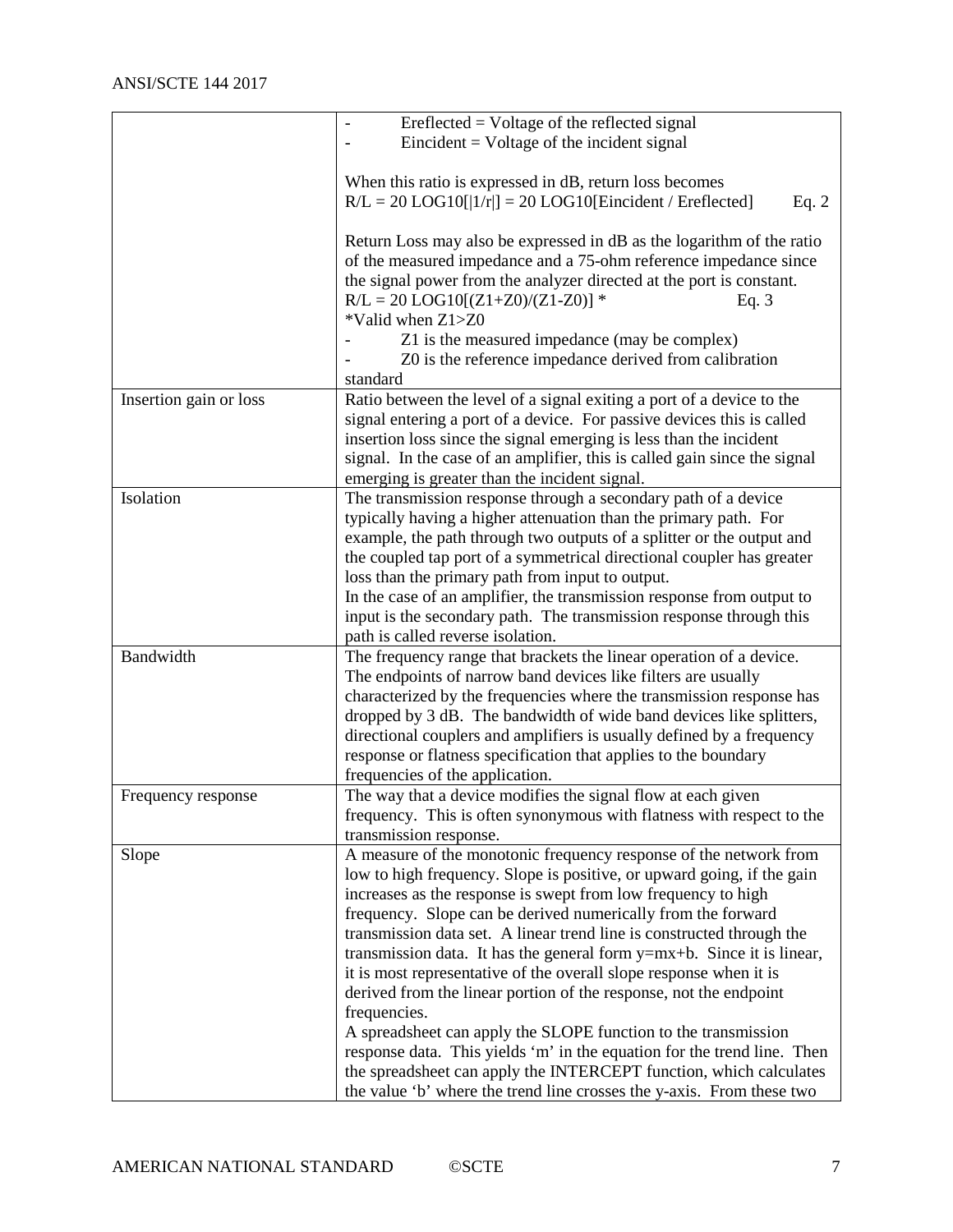| | |
|---|---|
| | - $E_{reflected}$ = Voltage of the reflected signal<br>- $E_{incident}$ = Voltage of the incident signal<br><br>When this ratio is expressed in dB, return loss becomes<br>$R/L = 20 \, LOG10[\|1/r\|] = 20 \, LOG10[E_{incident} / E_{reflected}]$ Eq. 2<br><br>Return Loss may also be expressed in dB as the logarithm of the ratio of the measured impedance and a 75-ohm reference impedance since the signal power from the analyzer directed at the port is constant.<br>$R/L = 20 \, LOG10[(Z1+Z0)/(Z1-Z0)]$ * Eq. 3<br>*Valid when Z1>Z0<br>- Z1 is the measured impedance (may be complex)<br>- Z0 is the reference impedance derived from calibration standard |
| Insertion gain or loss | Ratio between the level of a signal exiting a port of a device to the signal entering a port of a device. For passive devices this is called insertion loss since the signal emerging is less than the incident signal. In the case of an amplifier, this is called gain since the signal emerging is greater than the incident signal. |
| Isolation | The transmission response through a secondary path of a device typically having a higher attenuation than the primary path. For example, the path through two outputs of a splitter or the output and the coupled tap port of a symmetrical directional coupler has greater loss than the primary path from input to output.<br>In the case of an amplifier, the transmission response from output to input is the secondary path. The transmission response through this path is called reverse isolation. |
| Bandwidth | The frequency range that brackets the linear operation of a device. The endpoints of narrow band devices like filters are usually characterized by the frequencies where the transmission response has dropped by 3 dB. The bandwidth of wide band devices like splitters, directional couplers and amplifiers is usually defined by a frequency response or flatness specification that applies to the boundary frequencies of the application. |
| Frequency response | The way that a device modifies the signal flow at each given frequency. This is often synonymous with flatness with respect to the transmission response. |
| Slope | A measure of the monotonic frequency response of the network from low to high frequency. Slope is positive, or upward going, if the gain increases as the response is swept from low frequency to high frequency. Slope can be derived numerically from the forward transmission data set. A linear trend line is constructed through the transmission data. It has the general form $y=mx+b$. Since it is linear, it is most representative of the overall slope response when it is derived from the linear portion of the response, not the endpoint frequencies.<br>A spreadsheet can apply the SLOPE function to the transmission response data. This yields 'm' in the equation for the trend line. Then the spreadsheet can apply the INTERCEPT function, which calculates the value 'b' where the trend line crosses the y-axis. From these two |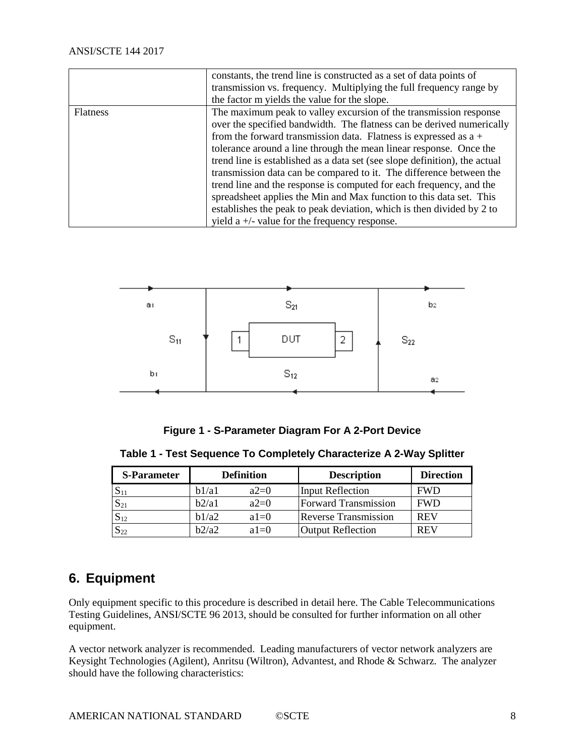|  | constants, the trend line is constructed as a set of data points of transmission vs. frequency. Multiplying the full frequency range by the factor m yields the value for the slope. |
| --- | --- |
| Flatness | The maximum peak to valley excursion of the transmission response over the specified bandwidth. The flatness can be derived numerically from the forward transmission data. Flatness is expressed as a + tolerance around a line through the mean linear response. Once the trend line is established as a data set (see slope definition), the actual transmission data can be compared to it. The difference between the trend line and the response is computed for each frequency, and the spreadsheet applies the Min and Max function to this data set. This establishes the peak to peak deviation, which is then divided by 2 to yield a +/- value for the frequency response. |

**Figure 1 - S-Parameter Diagram For A 2-Port Device**

**Table 1 - Test Sequence To Completely Characterize A 2-Way Splitter**

| S-Parameter | Definition | | Description | Direction |
| --- | --- | --- | --- | --- |
| $S_{11}$ | b1/a1 | a2=0 | Input Reflection | FWD |
| $S_{21}$ | b2/a1 | a2=0 | Forward Transmission | FWD |
| $S_{12}$ | b1/a2 | a1=0 | Reverse Transmission | REV |
| $S_{22}$ | b2/a2 | a1=0 | Output Reflection | REV |

## 6. Equipment

Only equipment specific to this procedure is described in detail here. The Cable Telecommunications Testing Guidelines, ANSI/SCTE 96 2013, should be consulted for further information on all other equipment.

A vector network analyzer is recommended. Leading manufacturers of vector network analyzers are Keysight Technologies (Agilent), Anritsu (Wiltron), Advantest, and Rhode & Schwarz. The analyzer should have the following characteristics: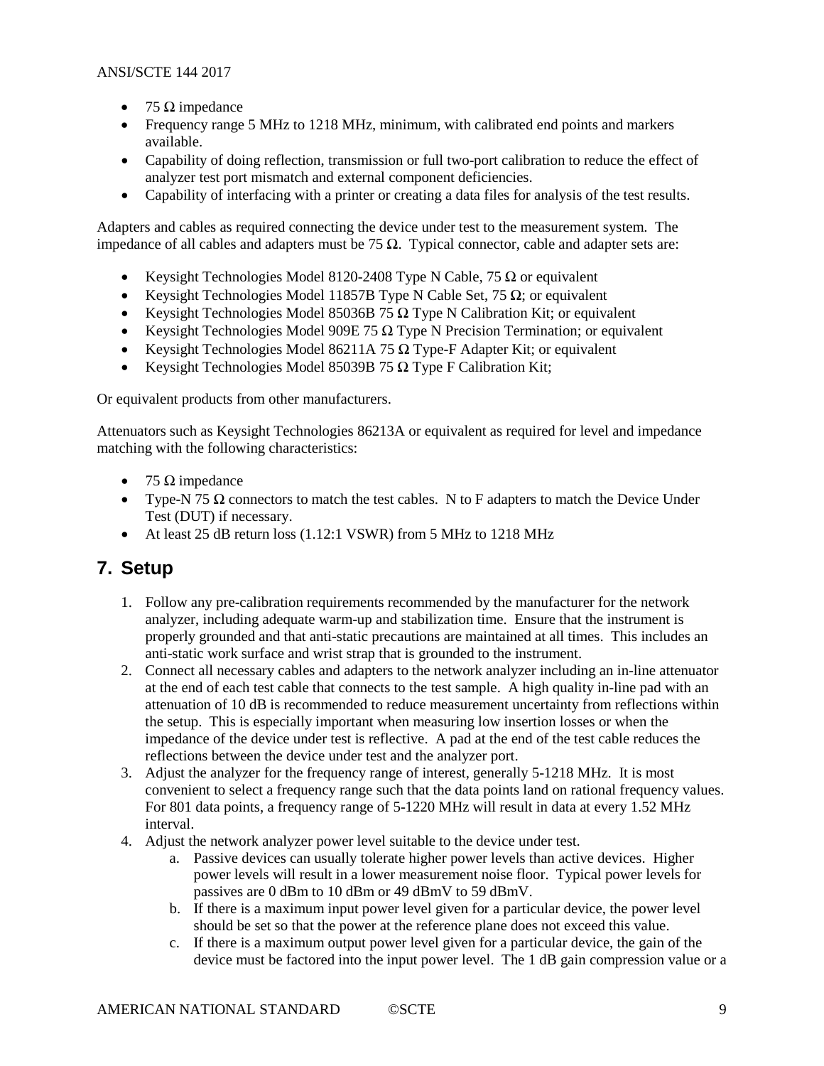- 75 Ω impedance
- Frequency range 5 MHz to 1218 MHz, minimum, with calibrated end points and markers available.
- Capability of doing reflection, transmission or full two-port calibration to reduce the effect of analyzer test port mismatch and external component deficiencies.
- Capability of interfacing with a printer or creating a data files for analysis of the test results.

Adapters and cables as required connecting the device under test to the measurement system. The impedance of all cables and adapters must be 75 Ω. Typical connector, cable and adapter sets are:

- Keysight Technologies Model 8120-2408 Type N Cable, 75 Ω or equivalent
- Keysight Technologies Model 11857B Type N Cable Set, 75 Ω; or equivalent
- Keysight Technologies Model 85036B 75 Ω Type N Calibration Kit; or equivalent
- Keysight Technologies Model 909E 75 Ω Type N Precision Termination; or equivalent
- Keysight Technologies Model 86211A 75 Ω Type-F Adapter Kit; or equivalent
- Keysight Technologies Model 85039B 75 Ω Type F Calibration Kit;

Or equivalent products from other manufacturers.

Attenuators such as Keysight Technologies 86213A or equivalent as required for level and impedance matching with the following characteristics:

- 75 Ω impedance
- Type-N 75 Ω connectors to match the test cables. N to F adapters to match the Device Under Test (DUT) if necessary.
- At least 25 dB return loss (1.12:1 VSWR) from 5 MHz to 1218 MHz

# 7. Setup

1. Follow any pre-calibration requirements recommended by the manufacturer for the network analyzer, including adequate warm-up and stabilization time. Ensure that the instrument is properly grounded and that anti-static precautions are maintained at all times. This includes an anti-static work surface and wrist strap that is grounded to the instrument.
2. Connect all necessary cables and adapters to the network analyzer including an in-line attenuator at the end of each test cable that connects to the test sample. A high quality in-line pad with an attenuation of 10 dB is recommended to reduce measurement uncertainty from reflections within the setup. This is especially important when measuring low insertion losses or when the impedance of the device under test is reflective. A pad at the end of the test cable reduces the reflections between the device under test and the analyzer port.
3. Adjust the analyzer for the frequency range of interest, generally 5-1218 MHz. It is most convenient to select a frequency range such that the data points land on rational frequency values. For 801 data points, a frequency range of 5-1220 MHz will result in data at every 1.52 MHz interval.
4. Adjust the network analyzer power level suitable to the device under test.
    a. Passive devices can usually tolerate higher power levels than active devices. Higher power levels will result in a lower measurement noise floor. Typical power levels for passives are 0 dBm to 10 dBm or 49 dBmV to 59 dBmV.
    b. If there is a maximum input power level given for a particular device, the power level should be set so that the power at the reference plane does not exceed this value.
    c. If there is a maximum output power level given for a particular device, the gain of the device must be factored into the input power level. The 1 dB gain compression value or a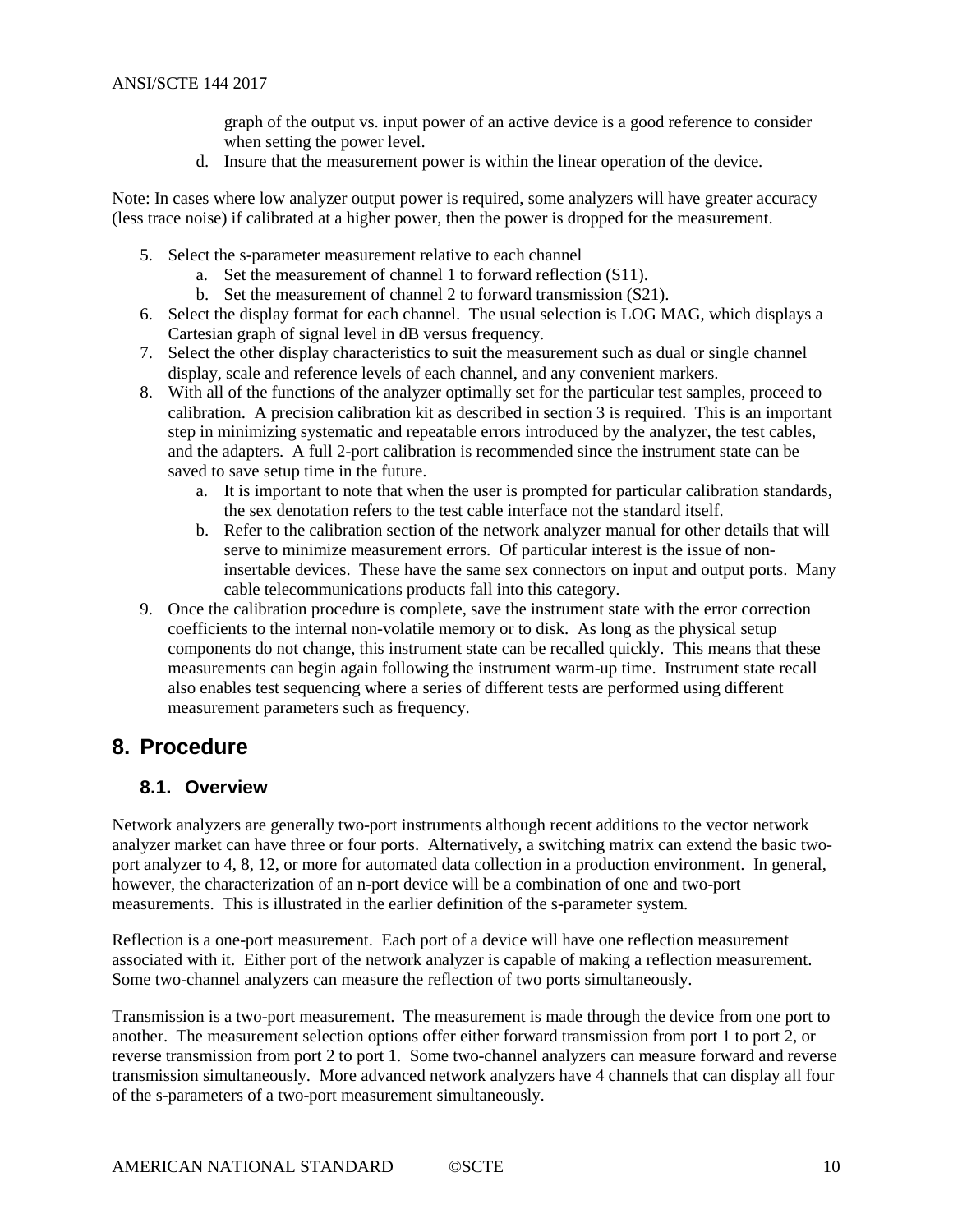graph of the output vs. input power of an active device is a good reference to consider when setting the power level.

   d. Insure that the measurement power is within the linear operation of the device.

Note: In cases where low analyzer output power is required, some analyzers will have greater accuracy (less trace noise) if calibrated at a higher power, then the power is dropped for the measurement.

5. Select the s-parameter measurement relative to each channel
   a. Set the measurement of channel 1 to forward reflection (S11).
   b. Set the measurement of channel 2 to forward transmission (S21).
6. Select the display format for each channel. The usual selection is LOG MAG, which displays a Cartesian graph of signal level in dB versus frequency.
7. Select the other display characteristics to suit the measurement such as dual or single channel display, scale and reference levels of each channel, and any convenient markers.
8. With all of the functions of the analyzer optimally set for the particular test samples, proceed to calibration. A precision calibration kit as described in section 3 is required. This is an important step in minimizing systematic and repeatable errors introduced by the analyzer, the test cables, and the adapters. A full 2-port calibration is recommended since the instrument state can be saved to save setup time in the future.
   a. It is important to note that when the user is prompted for particular calibration standards, the sex denotation refers to the test cable interface not the standard itself.
   b. Refer to the calibration section of the network analyzer manual for other details that will serve to minimize measurement errors. Of particular interest is the issue of non-insertable devices. These have the same sex connectors on input and output ports. Many cable telecommunications products fall into this category.
9. Once the calibration procedure is complete, save the instrument state with the error correction coefficients to the internal non-volatile memory or to disk. As long as the physical setup components do not change, this instrument state can be recalled quickly. This means that these measurements can begin again following the instrument warm-up time. Instrument state recall also enables test sequencing where a series of different tests are performed using different measurement parameters such as frequency.

# 8. Procedure

## 8.1. Overview

Network analyzers are generally two-port instruments although recent additions to the vector network analyzer market can have three or four ports. Alternatively, a switching matrix can extend the basic two-port analyzer to 4, 8, 12, or more for automated data collection in a production environment. In general, however, the characterization of an n-port device will be a combination of one and two-port measurements. This is illustrated in the earlier definition of the s-parameter system.

Reflection is a one-port measurement. Each port of a device will have one reflection measurement associated with it. Either port of the network analyzer is capable of making a reflection measurement. Some two-channel analyzers can measure the reflection of two ports simultaneously.

Transmission is a two-port measurement. The measurement is made through the device from one port to another. The measurement selection options offer either forward transmission from port 1 to port 2, or reverse transmission from port 2 to port 1. Some two-channel analyzers can measure forward and reverse transmission simultaneously. More advanced network analyzers have 4 channels that can display all four of the s-parameters of a two-port measurement simultaneously.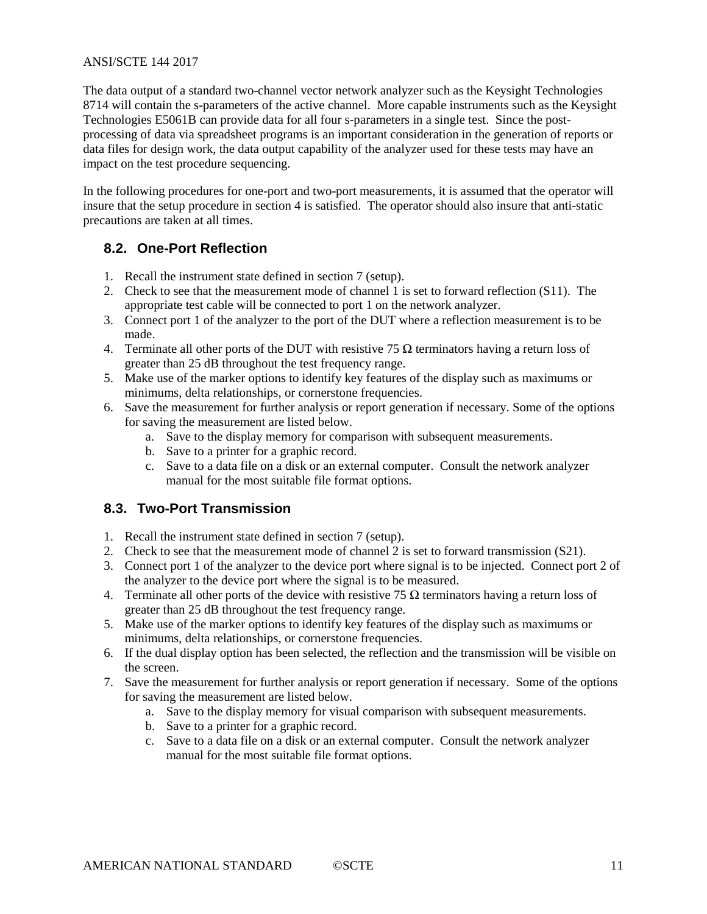The data output of a standard two-channel vector network analyzer such as the Keysight Technologies 8714 will contain the s-parameters of the active channel. More capable instruments such as the Keysight Technologies E5061B can provide data for all four s-parameters in a single test. Since the post-processing of data via spreadsheet programs is an important consideration in the generation of reports or data files for design work, the data output capability of the analyzer used for these tests may have an impact on the test procedure sequencing.

In the following procedures for one-port and two-port measurements, it is assumed that the operator will insure that the setup procedure in section 4 is satisfied. The operator should also insure that anti-static precautions are taken at all times.

## 8.2. One-Port Reflection

1. Recall the instrument state defined in section 7 (setup).
2. Check to see that the measurement mode of channel 1 is set to forward reflection (S11). The appropriate test cable will be connected to port 1 on the network analyzer.
3. Connect port 1 of the analyzer to the port of the DUT where a reflection measurement is to be made.
4. Terminate all other ports of the DUT with resistive 75 Ω terminators having a return loss of greater than 25 dB throughout the test frequency range.
5. Make use of the marker options to identify key features of the display such as maximums or minimums, delta relationships, or cornerstone frequencies.
6. Save the measurement for further analysis or report generation if necessary. Some of the options for saving the measurement are listed below.
   a. Save to the display memory for comparison with subsequent measurements.
   b. Save to a printer for a graphic record.
   c. Save to a data file on a disk or an external computer. Consult the network analyzer manual for the most suitable file format options.

## 8.3. Two-Port Transmission

1. Recall the instrument state defined in section 7 (setup).
2. Check to see that the measurement mode of channel 2 is set to forward transmission (S21).
3. Connect port 1 of the analyzer to the device port where signal is to be injected. Connect port 2 of the analyzer to the device port where the signal is to be measured.
4. Terminate all other ports of the device with resistive 75 Ω terminators having a return loss of greater than 25 dB throughout the test frequency range.
5. Make use of the marker options to identify key features of the display such as maximums or minimums, delta relationships, or cornerstone frequencies.
6. If the dual display option has been selected, the reflection and the transmission will be visible on the screen.
7. Save the measurement for further analysis or report generation if necessary. Some of the options for saving the measurement are listed below.
   a. Save to the display memory for visual comparison with subsequent measurements.
   b. Save to a printer for a graphic record.
   c. Save to a data file on a disk or an external computer. Consult the network analyzer manual for the most suitable file format options.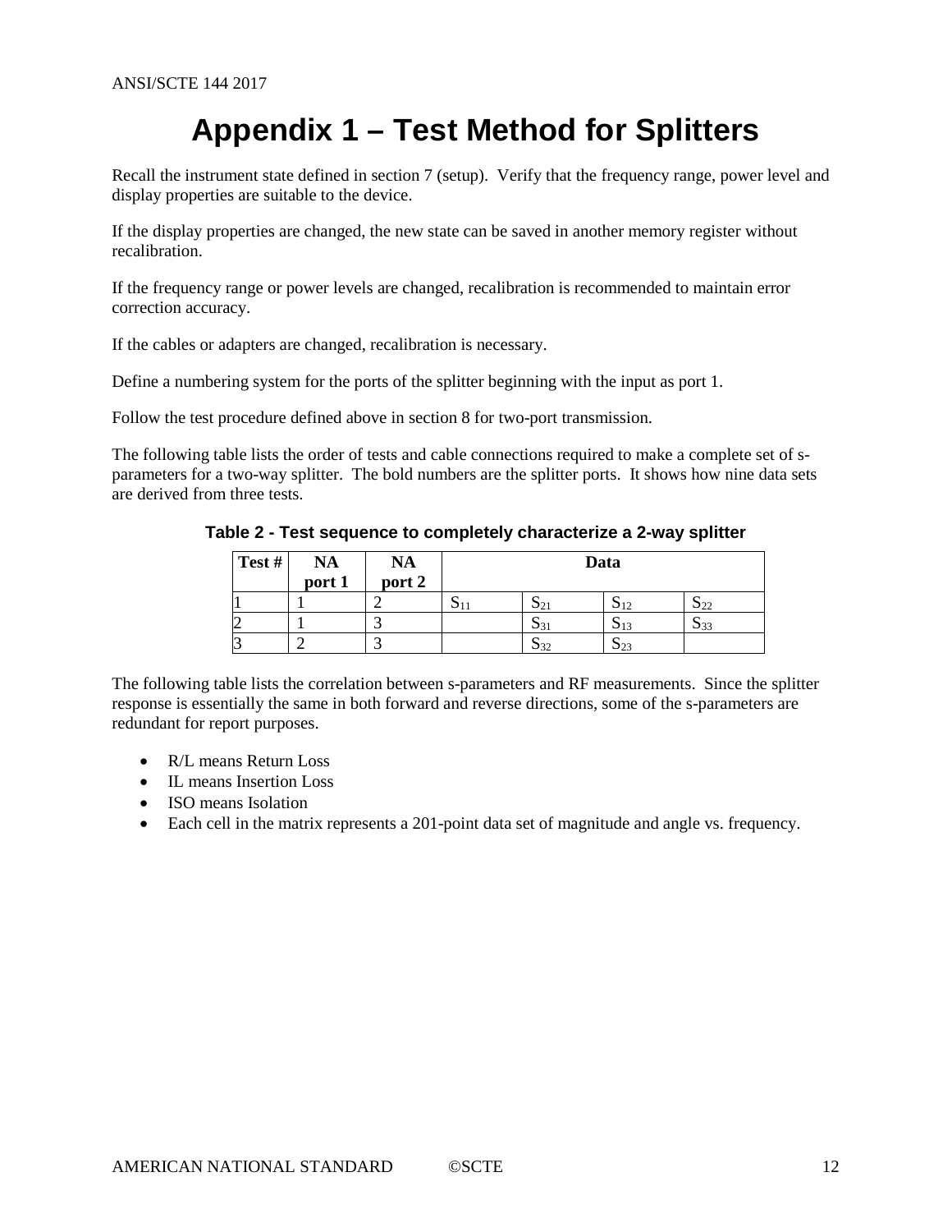# Appendix 1 – Test Method for Splitters

Recall the instrument state defined in section 7 (setup). Verify that the frequency range, power level and display properties are suitable to the device.

If the display properties are changed, the new state can be saved in another memory register without recalibration.

If the frequency range or power levels are changed, recalibration is recommended to maintain error correction accuracy.

If the cables or adapters are changed, recalibration is necessary.

Define a numbering system for the ports of the splitter beginning with the input as port 1.

Follow the test procedure defined above in section 8 for two-port transmission.

The following table lists the order of tests and cable connections required to make a complete set of s-parameters for a two-way splitter. The bold numbers are the splitter ports. It shows how nine data sets are derived from three tests.

**Table 2 - Test sequence to completely characterize a 2-way splitter**

| Test # | NA port 1 | NA port 2 | Data | | | |
|---|---|---|---|---|---|---|
| 1 | 1 | 2 | $S_{11}$ | $S_{21}$ | $S_{12}$ | $S_{22}$ |
| 2 | 1 | 3 | | $S_{31}$ | $S_{13}$ | $S_{33}$ |
| 3 | 2 | 3 | | $S_{32}$ | $S_{23}$ | |

The following table lists the correlation between s-parameters and RF measurements. Since the splitter response is essentially the same in both forward and reverse directions, some of the s-parameters are redundant for report purposes.

- R/L means Return Loss
- IL means Insertion Loss
- ISO means Isolation
- Each cell in the matrix represents a 201-point data set of magnitude and angle vs. frequency.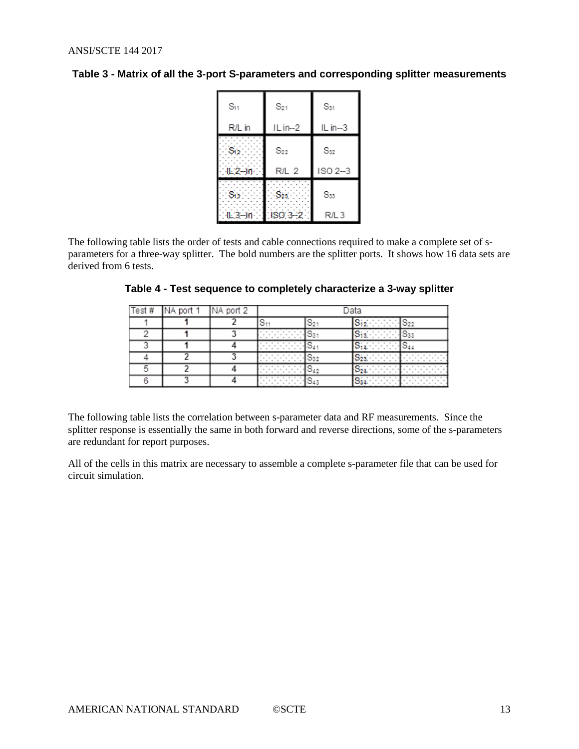**Table 3 - Matrix of all the 3-port S-parameters and corresponding splitter measurements**

| | | |
|---|---|---|
| $S_{11}$ R/L in | $S_{21}$ IL in--2 | $S_{31}$ IL in--3 |
| $S_{12}$ IL 2--in | $S_{22}$ R/L 2 | $S_{32}$ ISO 2--3 |
| $S_{13}$ IL 3--in | $S_{23}$ ISO 3--2 | $S_{33}$ R/L 3 |

The following table lists the order of tests and cable connections required to make a complete set of s-parameters for a three-way splitter. The bold numbers are the splitter ports. It shows how 16 data sets are derived from 6 tests.

**Table 4 - Test sequence to completely characterize a 3-way splitter**

| Test # | NA port 1 | NA port 2 | Data | | | |
|---|---|---|---|---|---|---|
| 1 | **1** | **2** | $S_{11}$ | $S_{21}$ | $S_{12}$ | $S_{22}$ |
| 2 | **1** | **3** | | $S_{31}$ | $S_{13}$ | $S_{33}$ |
| 3 | **1** | **4** | | $S_{41}$ | $S_{14}$ | $S_{44}$ |
| 4 | **2** | **3** | | $S_{32}$ | $S_{23}$ | |
| 5 | **2** | **4** | | $S_{42}$ | $S_{24}$ | |
| 6 | **3** | **4** | | $S_{43}$ | $S_{34}$ | |

The following table lists the correlation between s-parameter data and RF measurements. Since the splitter response is essentially the same in both forward and reverse directions, some of the s-parameters are redundant for report purposes.

All of the cells in this matrix are necessary to assemble a complete s-parameter file that can be used for circuit simulation.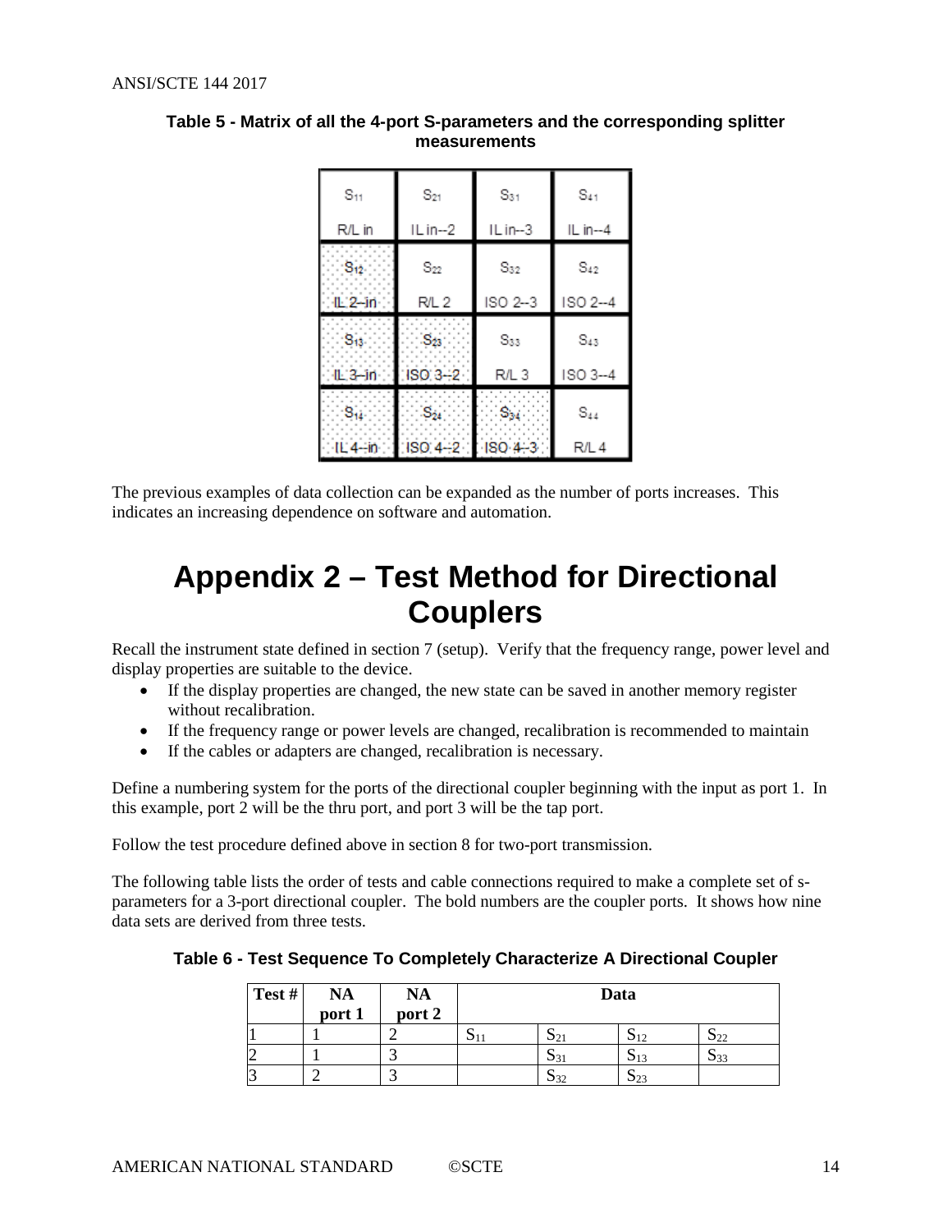**Table 5 - Matrix of all the 4-port S-parameters and the corresponding splitter measurements**

| | | | |
|---|---|---|---|
| $S_{11}$ R/L in | $S_{21}$ IL in--2 | $S_{31}$ IL in--3 | $S_{41}$ IL in--4 |
| $S_{12}$ IL 2--in | $S_{22}$ R/L 2 | $S_{32}$ ISO 2--3 | $S_{42}$ ISO 2--4 |
| $S_{13}$ IL 3--in | $S_{23}$ ISO 3--2 | $S_{33}$ R/L 3 | $S_{43}$ ISO 3--4 |
| $S_{14}$ IL 4--in | $S_{24}$ ISO 4--2 | $S_{34}$ ISO 4--3 | $S_{44}$ R/L 4 |

The previous examples of data collection can be expanded as the number of ports increases. This indicates an increasing dependence on software and automation.

# Appendix 2 – Test Method for Directional Couplers

Recall the instrument state defined in section 7 (setup). Verify that the frequency range, power level and display properties are suitable to the device.

- If the display properties are changed, the new state can be saved in another memory register without recalibration.
- If the frequency range or power levels are changed, recalibration is recommended to maintain
- If the cables or adapters are changed, recalibration is necessary.

Define a numbering system for the ports of the directional coupler beginning with the input as port 1. In this example, port 2 will be the thru port, and port 3 will be the tap port.

Follow the test procedure defined above in section 8 for two-port transmission.

The following table lists the order of tests and cable connections required to make a complete set of s-parameters for a 3-port directional coupler. The bold numbers are the coupler ports. It shows how nine data sets are derived from three tests.

**Table 6 - Test Sequence To Completely Characterize A Directional Coupler**

| Test # | NA port 1 | NA port 2 | Data | | | |
|---|---|---|---|---|---|---|
| 1 | 1 | 2 | $S_{11}$ | $S_{21}$ | $S_{12}$ | $S_{22}$ |
| 2 | 1 | 3 | | $S_{31}$ | $S_{13}$ | $S_{33}$ |
| 3 | 2 | 3 | | $S_{32}$ | $S_{23}$ | |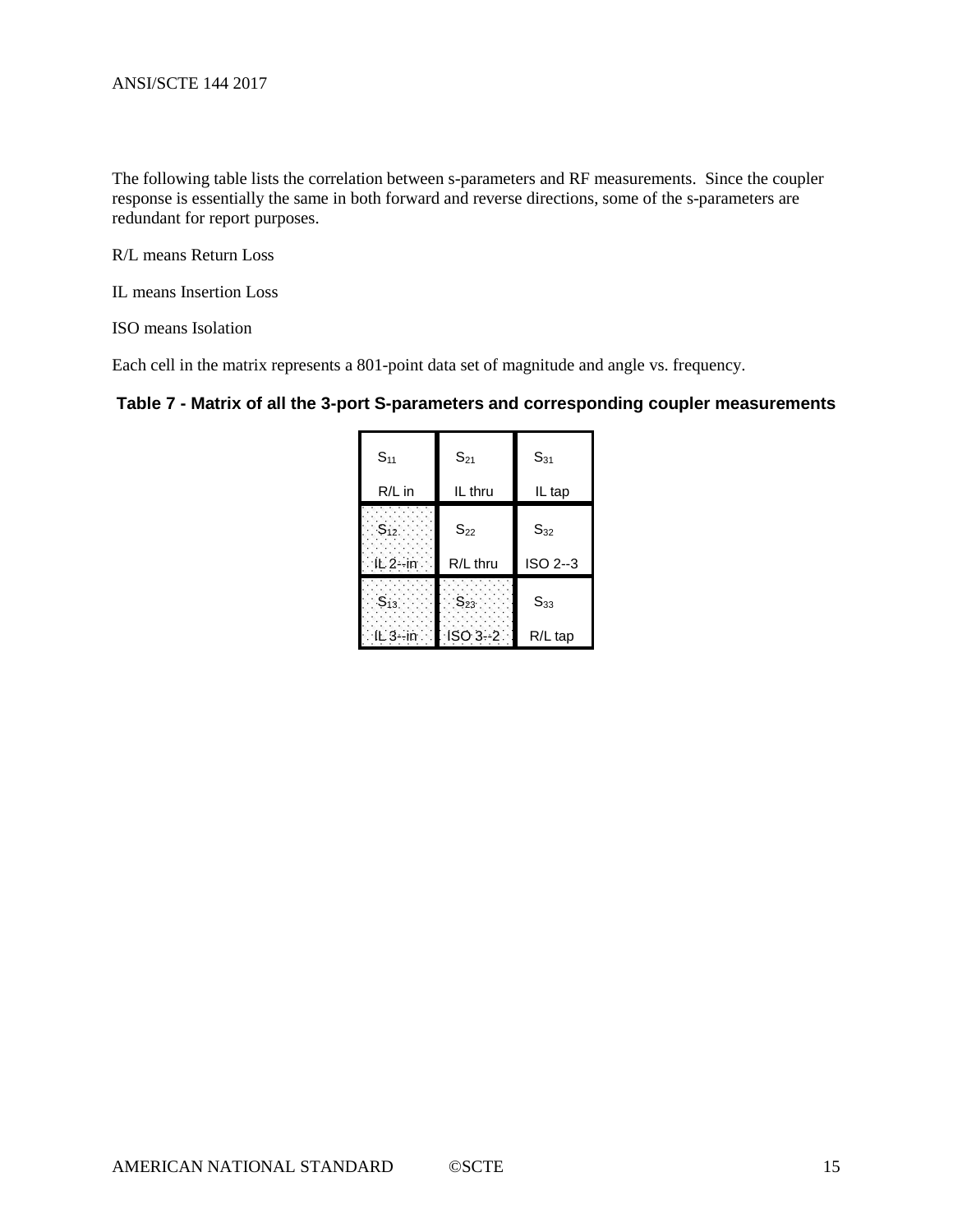The following table lists the correlation between s-parameters and RF measurements. Since the coupler response is essentially the same in both forward and reverse directions, some of the s-parameters are redundant for report purposes.

R/L means Return Loss

IL means Insertion Loss

ISO means Isolation

Each cell in the matrix represents a 801-point data set of magnitude and angle vs. frequency.

**Table 7 - Matrix of all the 3-port S-parameters and corresponding coupler measurements**

| | | |
|---|---|---|
| $S_{11}$ R/L in | $S_{21}$ IL thru | $S_{31}$ IL tap |
| $S_{12}$ IL 2--in | $S_{22}$ R/L thru | $S_{32}$ ISO 2--3 |
| $S_{13}$ IL 3--in | $S_{23}$ ISO 3--2 | $S_{33}$ R/L tap |